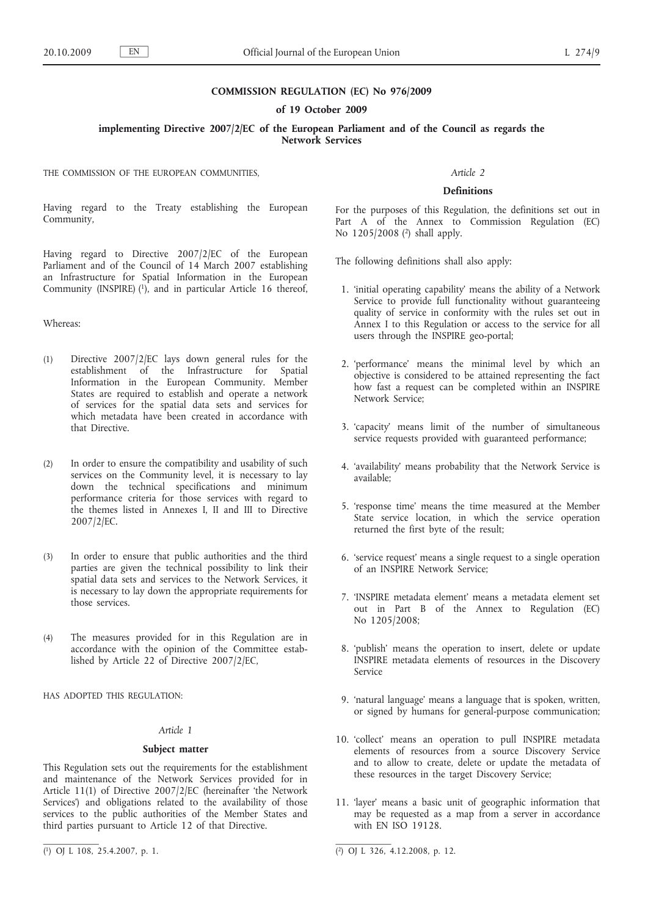# COMMISSION REGULATION (EC) No 976/2009

## of 19 October 2009

## implementing Directive 2007/2/EC of the European Parliament and of the Council as regards the Network Services

THE COMMISSION OF THE EUROPEAN COMMUNITIES,

Having regard to the Treaty establishing the European Community,

Having regard to Directive 2007/2/EC of the European Parliament and of the Council of 14 March 2007 establishing an Infrastructure for Spatial Information in the European Community (INSPIRE) [1], and in particular Article 16 thereof,

Whereas:

(1) Directive 2007/2/EC lays down general rules for the establishment of the Infrastructure for Spatial Information in the European Community. Member States are required to establish and operate a network of services for the spatial data sets and services for which metadata have been created in accordance with that Directive.

(2) In order to ensure the compatibility and usability of such services on the Community level, it is necessary to lay down the technical specifications and minimum performance criteria for those services with regard to the themes listed in Annexes I, II and III to Directive 2007/2/EC.

(3) In order to ensure that public authorities and the third parties are given the technical possibility to link their spatial data sets and services to the Network Services, it is necessary to lay down the appropriate requirements for those services.

(4) The measures provided for in this Regulation are in accordance with the opinion of the Committee established by Article 22 of Directive 2007/2/EC,

HAS ADOPTED THIS REGULATION:

*Article 1*

**Subject matter**

This Regulation sets out the requirements for the establishment and maintenance of the Network Services provided for in Article 11(1) of Directive 2007/2/EC (hereinafter 'the Network Services') and obligations related to the availability of those services to the public authorities of the Member States and third parties pursuant to Article 12 of that Directive.

*Article 2*

**Definitions**

For the purposes of this Regulation, the definitions set out in Part A of the Annex to Commission Regulation (EC) No 1205/2008 [2] shall apply.

The following definitions shall also apply:

1. 'initial operating capability' means the ability of a Network Service to provide full functionality without guaranteeing quality of service in conformity with the rules set out in Annex I to this Regulation or access to the service for all users through the INSPIRE geo-portal;

2. 'performance' means the minimal level by which an objective is considered to be attained representing the fact how fast a request can be completed within an INSPIRE Network Service;

3. 'capacity' means limit of the number of simultaneous service requests provided with guaranteed performance;

4. 'availability' means probability that the Network Service is available;

5. 'response time' means the time measured at the Member State service location, in which the service operation returned the first byte of the result;

6. 'service request' means a single request to a single operation of an INSPIRE Network Service;

7. 'INSPIRE metadata element' means a metadata element set out in Part B of the Annex to Regulation (EC) No 1205/2008;

8. 'publish' means the operation to insert, delete or update INSPIRE metadata elements of resources in the Discovery Service

9. 'natural language' means a language that is spoken, written, or signed by humans for general-purpose communication;

10. 'collect' means an operation to pull INSPIRE metadata elements of resources from a source Discovery Service and to allow to create, delete or update the metadata of these resources in the target Discovery Service;

11. 'layer' means a basic unit of geographic information that may be requested as a map from a server in accordance with EN ISO 19128.

---

[1] OJ L 108, 25.4.2007, p. 1.

[2] OJ L 326, 4.12.2008, p. 12.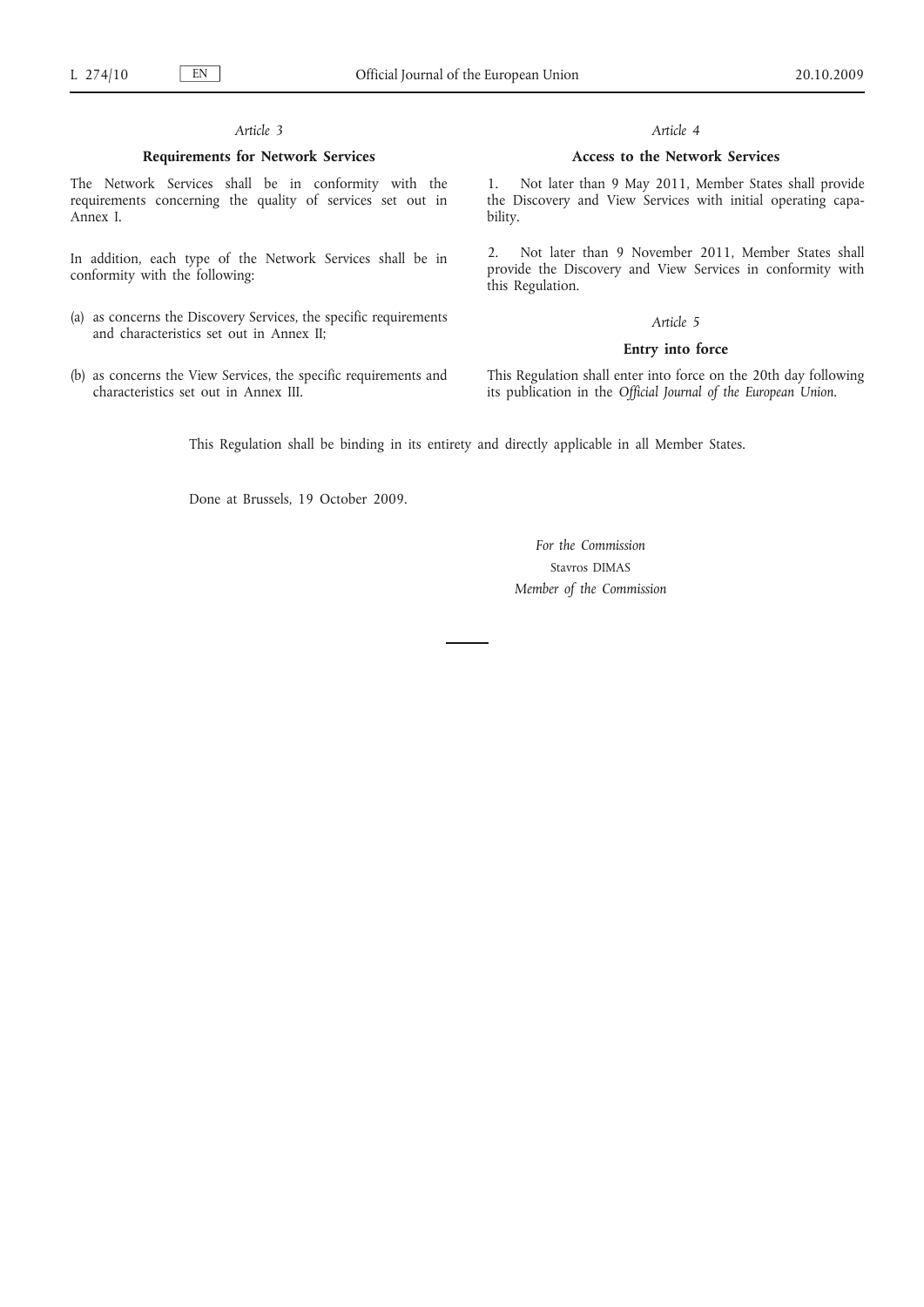*Article 3*

**Requirements for Network Services**

The Network Services shall be in conformity with the requirements concerning the quality of services set out in Annex I.

In addition, each type of the Network Services shall be in conformity with the following:

(a) as concerns the Discovery Services, the specific requirements and characteristics set out in Annex II;

(b) as concerns the View Services, the specific requirements and characteristics set out in Annex III.

*Article 4*

**Access to the Network Services**

1. Not later than 9 May 2011, Member States shall provide the Discovery and View Services with initial operating capability.

2. Not later than 9 November 2011, Member States shall provide the Discovery and View Services in conformity with this Regulation.

*Article 5*

**Entry into force**

This Regulation shall enter into force on the 20th day following its publication in the *Official Journal of the European Union*.

This Regulation shall be binding in its entirety and directly applicable in all Member States.

Done at Brussels, 19 October 2009.

*For the Commission*

Stavros DIMAS

*Member of the Commission*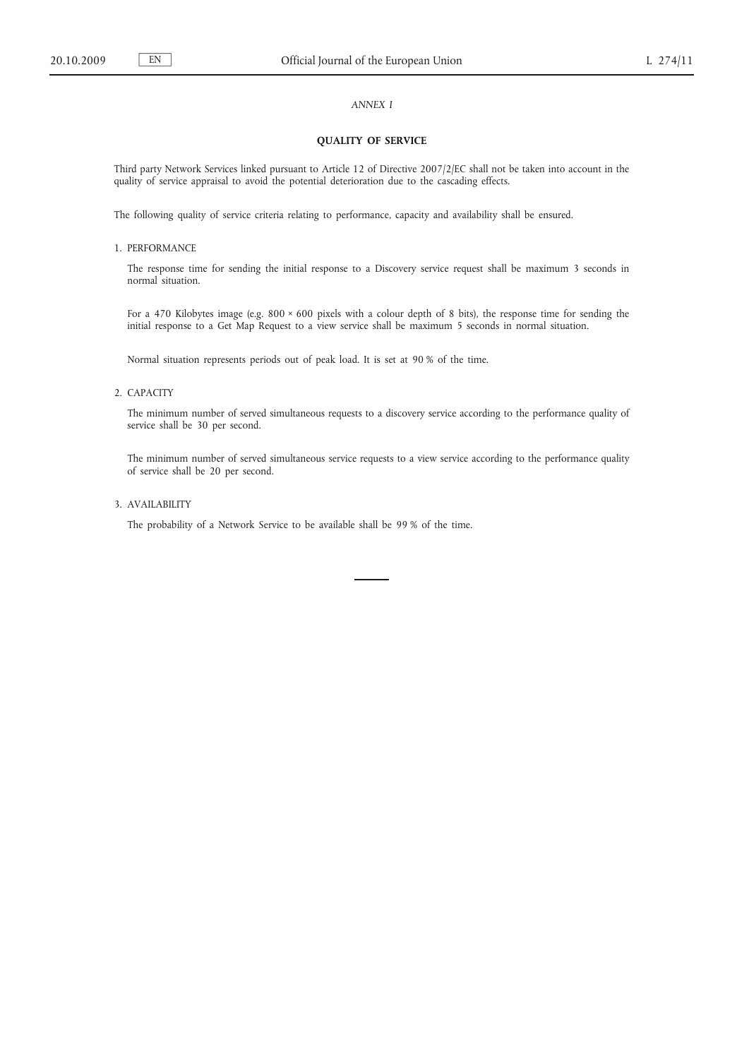*ANNEX I*

## QUALITY OF SERVICE

Third party Network Services linked pursuant to Article 12 of Directive 2007/2/EC shall not be taken into account in the quality of service appraisal to avoid the potential deterioration due to the cascading effects.

The following quality of service criteria relating to performance, capacity and availability shall be ensured.

1. PERFORMANCE

   The response time for sending the initial response to a Discovery service request shall be maximum 3 seconds in normal situation.

   For a 470 Kilobytes image (e.g. 800 × 600 pixels with a colour depth of 8 bits), the response time for sending the initial response to a Get Map Request to a view service shall be maximum 5 seconds in normal situation.

   Normal situation represents periods out of peak load. It is set at 90 % of the time.

2. CAPACITY

   The minimum number of served simultaneous requests to a discovery service according to the performance quality of service shall be 30 per second.

   The minimum number of served simultaneous service requests to a view service according to the performance quality of service shall be 20 per second.

3. AVAILABILITY

   The probability of a Network Service to be available shall be 99 % of the time.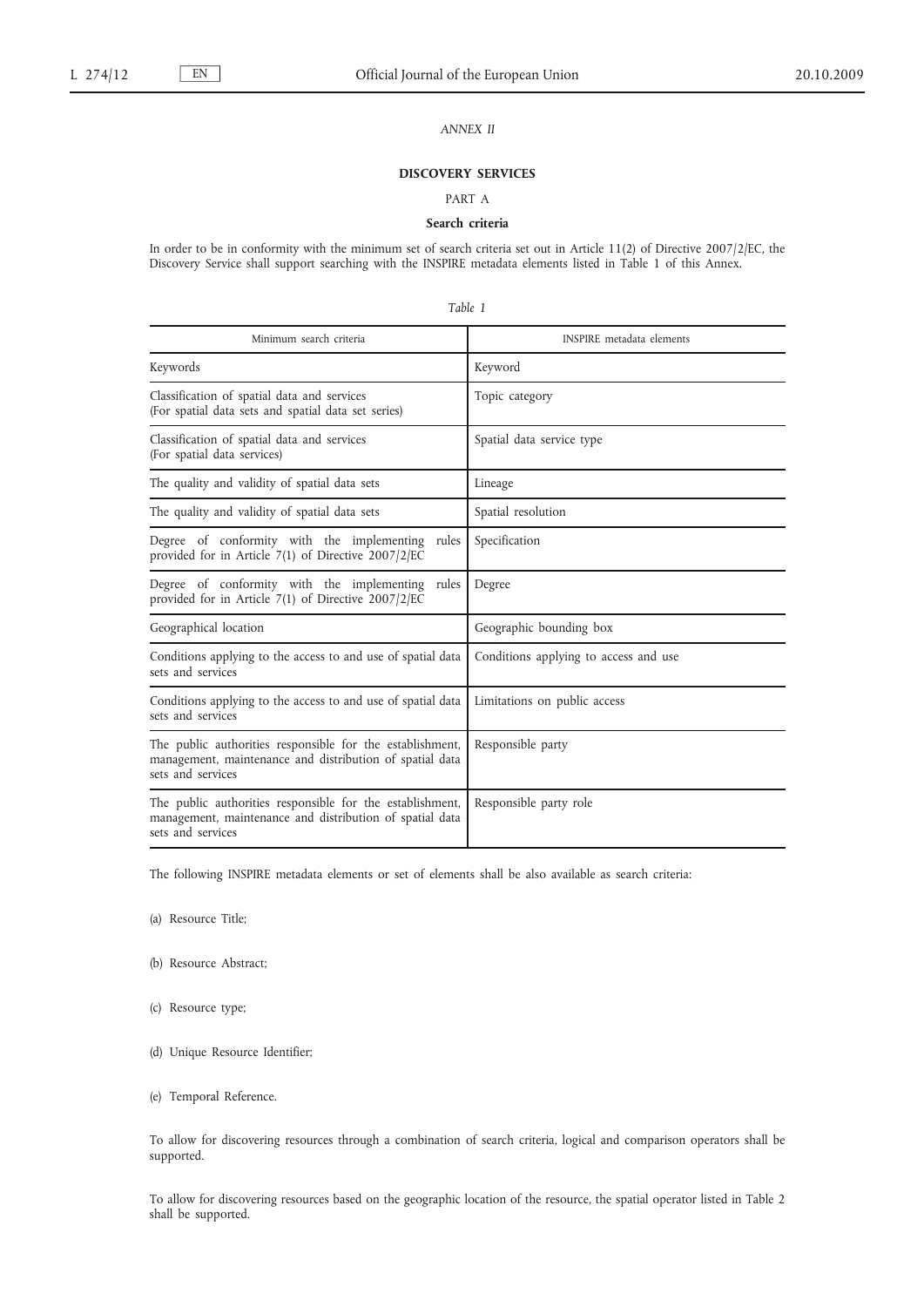*ANNEX II*

## DISCOVERY SERVICES

PART A

### Search criteria

In order to be in conformity with the minimum set of search criteria set out in Article 11(2) of Directive 2007/2/EC, the Discovery Service shall support searching with the INSPIRE metadata elements listed in Table 1 of this Annex.

*Table 1*

| Minimum search criteria | INSPIRE metadata elements |
|---|---|
| Keywords | Keyword |
| Classification of spatial data and services (For spatial data sets and spatial data set series) | Topic category |
| Classification of spatial data and services (For spatial data services) | Spatial data service type |
| The quality and validity of spatial data sets | Lineage |
| The quality and validity of spatial data sets | Spatial resolution |
| Degree of conformity with the implementing rules provided for in Article 7(1) of Directive 2007/2/EC | Specification |
| Degree of conformity with the implementing rules provided for in Article 7(1) of Directive 2007/2/EC | Degree |
| Geographical location | Geographic bounding box |
| Conditions applying to the access to and use of spatial data sets and services | Conditions applying to access and use |
| Conditions applying to the access to and use of spatial data sets and services | Limitations on public access |
| The public authorities responsible for the establishment, management, maintenance and distribution of spatial data sets and services | Responsible party |
| The public authorities responsible for the establishment, management, maintenance and distribution of spatial data sets and services | Responsible party role |

The following INSPIRE metadata elements or set of elements shall be also available as search criteria:

(a) Resource Title;

(b) Resource Abstract;

(c) Resource type;

(d) Unique Resource Identifier;

(e) Temporal Reference.

To allow for discovering resources through a combination of search criteria, logical and comparison operators shall be supported.

To allow for discovering resources based on the geographic location of the resource, the spatial operator listed in Table 2 shall be supported.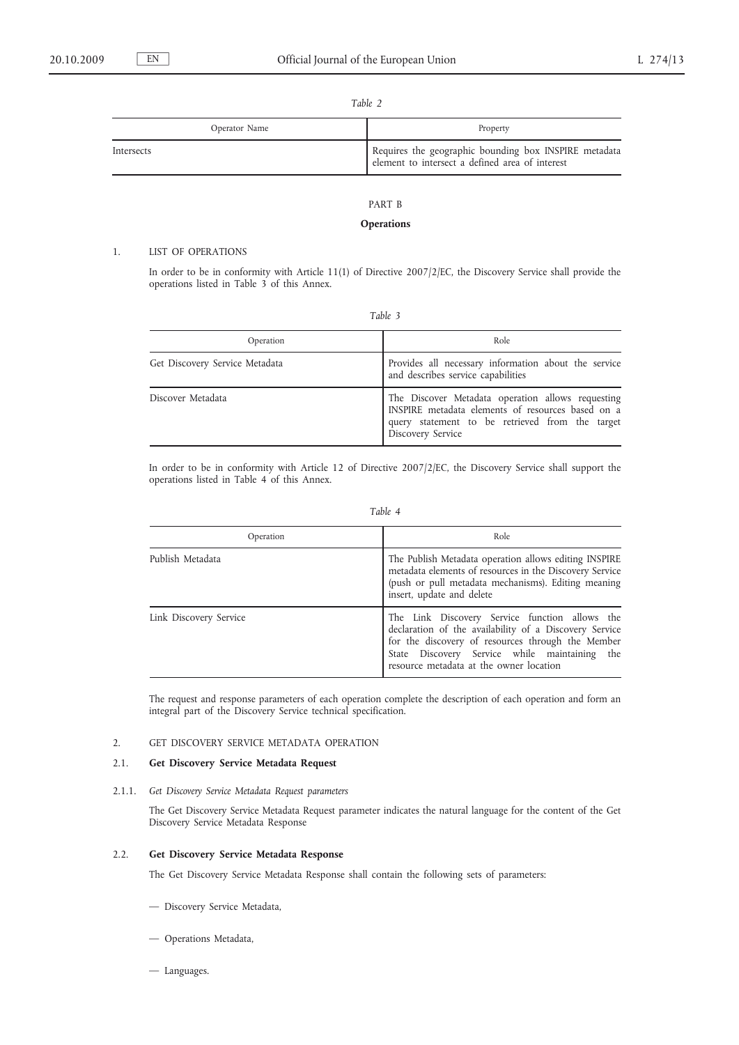*Table 2*

| Operator Name | Property |
|---|---|
| Intersects | Requires the geographic bounding box INSPIRE metadata element to intersect a defined area of interest |

PART B

**Operations**

1. LIST OF OPERATIONS

In order to be in conformity with Article 11(1) of Directive 2007/2/EC, the Discovery Service shall provide the operations listed in Table 3 of this Annex.

*Table 3*

| Operation | Role |
|---|---|
| Get Discovery Service Metadata | Provides all necessary information about the service and describes service capabilities |
| Discover Metadata | The Discover Metadata operation allows requesting INSPIRE metadata elements of resources based on a query statement to be retrieved from the target Discovery Service |

In order to be in conformity with Article 12 of Directive 2007/2/EC, the Discovery Service shall support the operations listed in Table 4 of this Annex.

*Table 4*

| Operation | Role |
|---|---|
| Publish Metadata | The Publish Metadata operation allows editing INSPIRE metadata elements of resources in the Discovery Service (push or pull metadata mechanisms). Editing meaning insert, update and delete |
| Link Discovery Service | The Link Discovery Service function allows the declaration of the availability of a Discovery Service for the discovery of resources through the Member State Discovery Service while maintaining the resource metadata at the owner location |

The request and response parameters of each operation complete the description of each operation and form an integral part of the Discovery Service technical specification.

2. GET DISCOVERY SERVICE METADATA OPERATION

2.1. **Get Discovery Service Metadata Request**

2.1.1. *Get Discovery Service Metadata Request parameters*

The Get Discovery Service Metadata Request parameter indicates the natural language for the content of the Get Discovery Service Metadata Response

2.2. **Get Discovery Service Metadata Response**

The Get Discovery Service Metadata Response shall contain the following sets of parameters:

— Discovery Service Metadata,

— Operations Metadata,

— Languages.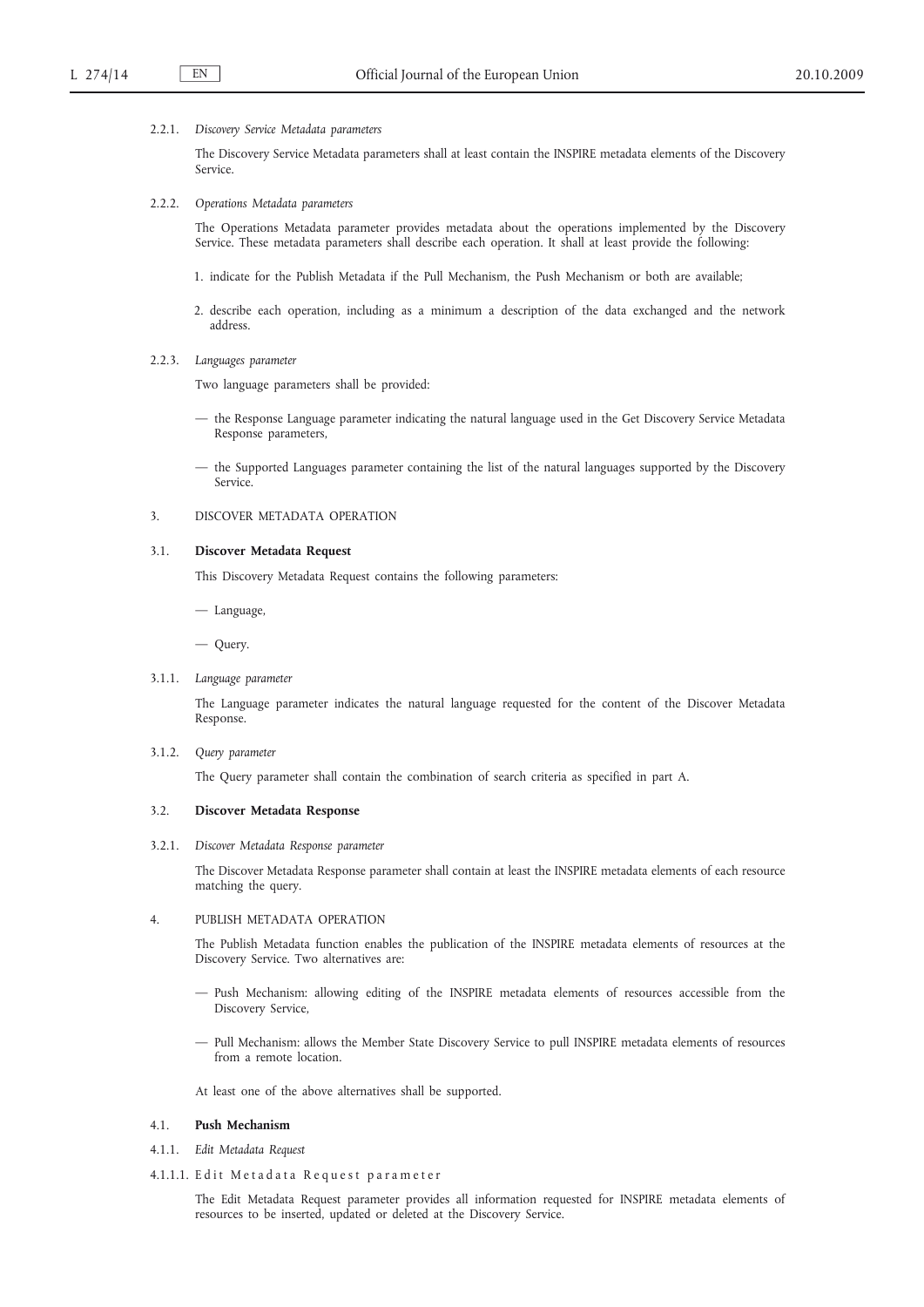2.2.1. *Discovery Service Metadata parameters*

The Discovery Service Metadata parameters shall at least contain the INSPIRE metadata elements of the Discovery Service.

2.2.2. *Operations Metadata parameters*

The Operations Metadata parameter provides metadata about the operations implemented by the Discovery Service. These metadata parameters shall describe each operation. It shall at least provide the following:

1. indicate for the Publish Metadata if the Pull Mechanism, the Push Mechanism or both are available;

2. describe each operation, including as a minimum a description of the data exchanged and the network address.

2.2.3. *Languages parameter*

Two language parameters shall be provided:

— the Response Language parameter indicating the natural language used in the Get Discovery Service Metadata Response parameters,

— the Supported Languages parameter containing the list of the natural languages supported by the Discovery Service.

3. DISCOVER METADATA OPERATION

3.1. **Discover Metadata Request**

This Discovery Metadata Request contains the following parameters:

— Language,

— Query.

3.1.1. *Language parameter*

The Language parameter indicates the natural language requested for the content of the Discover Metadata Response.

3.1.2. *Query parameter*

The Query parameter shall contain the combination of search criteria as specified in part A.

3.2. **Discover Metadata Response**

3.2.1. *Discover Metadata Response parameter*

The Discover Metadata Response parameter shall contain at least the INSPIRE metadata elements of each resource matching the query.

4. PUBLISH METADATA OPERATION

The Publish Metadata function enables the publication of the INSPIRE metadata elements of resources at the Discovery Service. Two alternatives are:

— Push Mechanism: allowing editing of the INSPIRE metadata elements of resources accessible from the Discovery Service,

— Pull Mechanism: allows the Member State Discovery Service to pull INSPIRE metadata elements of resources from a remote location.

At least one of the above alternatives shall be supported.

4.1. **Push Mechanism**

4.1.1. *Edit Metadata Request*

4.1.1.1. Edit Metadata Request parameter

The Edit Metadata Request parameter provides all information requested for INSPIRE metadata elements of resources to be inserted, updated or deleted at the Discovery Service.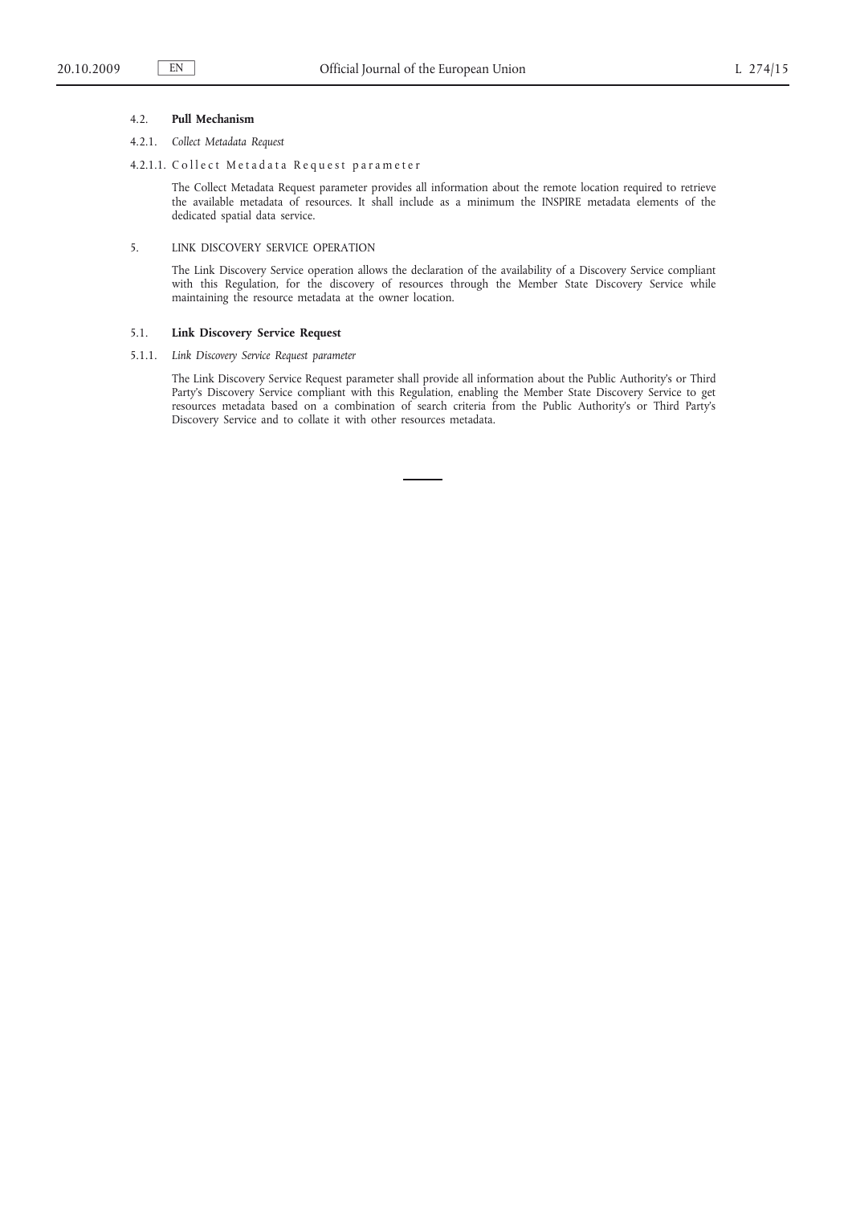### 4.2. **Pull Mechanism**

#### 4.2.1. *Collect Metadata Request*

##### 4.2.1.1. Collect Metadata Request parameter

The Collect Metadata Request parameter provides all information about the remote location required to retrieve the available metadata of resources. It shall include as a minimum the INSPIRE metadata elements of the dedicated spatial data service.

## 5. LINK DISCOVERY SERVICE OPERATION

The Link Discovery Service operation allows the declaration of the availability of a Discovery Service compliant with this Regulation, for the discovery of resources through the Member State Discovery Service while maintaining the resource metadata at the owner location.

### 5.1. **Link Discovery Service Request**

#### 5.1.1. *Link Discovery Service Request parameter*

The Link Discovery Service Request parameter shall provide all information about the Public Authority's or Third Party's Discovery Service compliant with this Regulation, enabling the Member State Discovery Service to get resources metadata based on a combination of search criteria from the Public Authority's or Third Party's Discovery Service and to collate it with other resources metadata.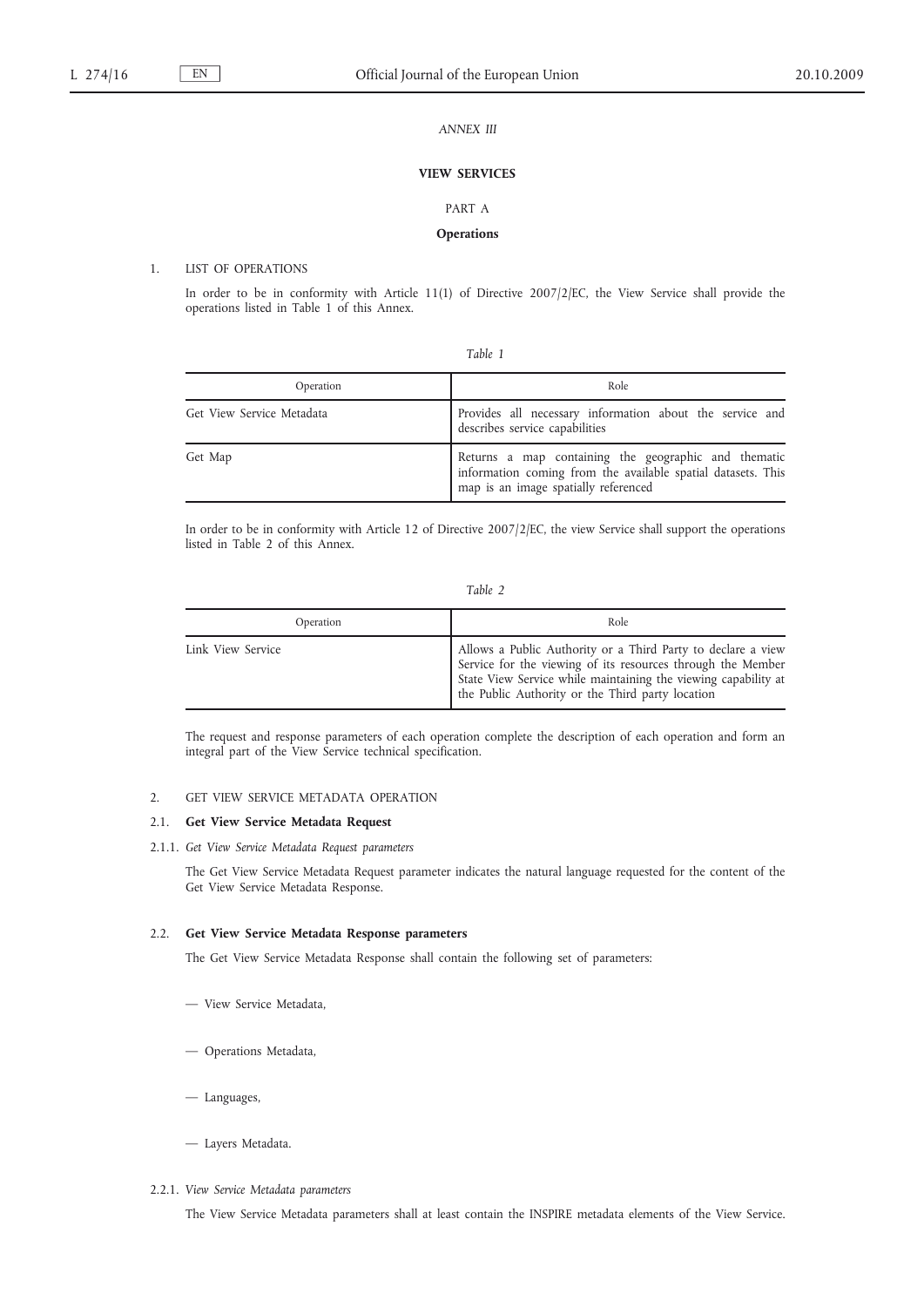*ANNEX III*

**VIEW SERVICES**

PART A

**Operations**

1. LIST OF OPERATIONS

In order to be in conformity with Article 11(1) of Directive 2007/2/EC, the View Service shall provide the operations listed in Table 1 of this Annex.

*Table 1*

| Operation | Role |
|---|---|
| Get View Service Metadata | Provides all necessary information about the service and describes service capabilities |
| Get Map | Returns a map containing the geographic and thematic information coming from the available spatial datasets. This map is an image spatially referenced |

In order to be in conformity with Article 12 of Directive 2007/2/EC, the view Service shall support the operations listed in Table 2 of this Annex.

*Table 2*

| Operation | Role |
|---|---|
| Link View Service | Allows a Public Authority or a Third Party to declare a view Service for the viewing of its resources through the Member State View Service while maintaining the viewing capability at the Public Authority or the Third party location |

The request and response parameters of each operation complete the description of each operation and form an integral part of the View Service technical specification.

2. GET VIEW SERVICE METADATA OPERATION

2.1. **Get View Service Metadata Request**

2.1.1. *Get View Service Metadata Request parameters*

The Get View Service Metadata Request parameter indicates the natural language requested for the content of the Get View Service Metadata Response.

2.2. **Get View Service Metadata Response parameters**

The Get View Service Metadata Response shall contain the following set of parameters:

— View Service Metadata,

— Operations Metadata,

— Languages,

— Layers Metadata.

2.2.1. *View Service Metadata parameters*

The View Service Metadata parameters shall at least contain the INSPIRE metadata elements of the View Service.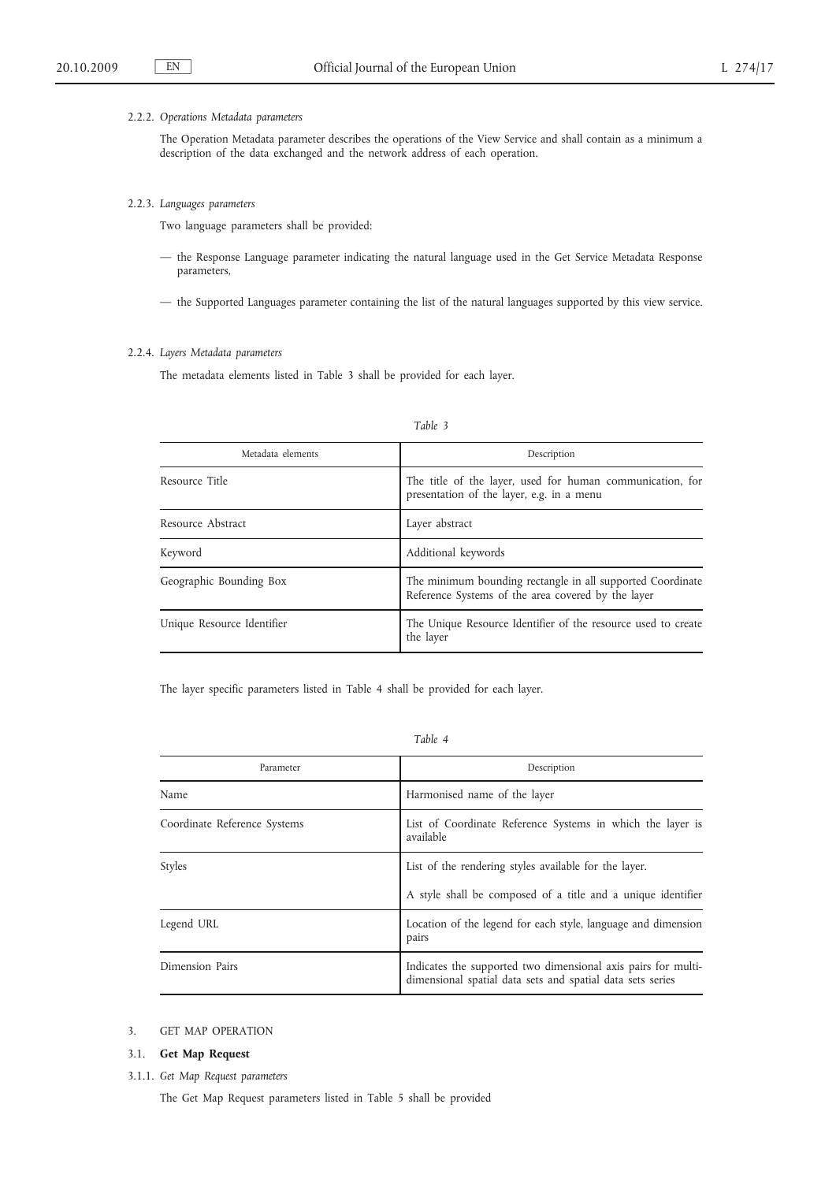#### 2.2.2. *Operations Metadata parameters*

The Operation Metadata parameter describes the operations of the View Service and shall contain as a minimum a description of the data exchanged and the network address of each operation.

#### 2.2.3. *Languages parameters*

Two language parameters shall be provided:

— the Response Language parameter indicating the natural language used in the Get Service Metadata Response parameters,

— the Supported Languages parameter containing the list of the natural languages supported by this view service.

#### 2.2.4. *Layers Metadata parameters*

The metadata elements listed in Table 3 shall be provided for each layer.

*Table 3*

| Metadata elements | Description |
| --- | --- |
| Resource Title | The title of the layer, used for human communication, for presentation of the layer, e.g. in a menu |
| Resource Abstract | Layer abstract |
| Keyword | Additional keywords |
| Geographic Bounding Box | The minimum bounding rectangle in all supported Coordinate Reference Systems of the area covered by the layer |
| Unique Resource Identifier | The Unique Resource Identifier of the resource used to create the layer |

The layer specific parameters listed in Table 4 shall be provided for each layer.

*Table 4*

| Parameter | Description |
| --- | --- |
| Name | Harmonised name of the layer |
| Coordinate Reference Systems | List of Coordinate Reference Systems in which the layer is available |
| Styles | List of the rendering styles available for the layer.<br><br>A style shall be composed of a title and a unique identifier |
| Legend URL | Location of the legend for each style, language and dimension pairs |
| Dimension Pairs | Indicates the supported two dimensional axis pairs for multi-dimensional spatial data sets and spatial data sets series |

## 3. GET MAP OPERATION

### 3.1. **Get Map Request**

#### 3.1.1. *Get Map Request parameters*

The Get Map Request parameters listed in Table 5 shall be provided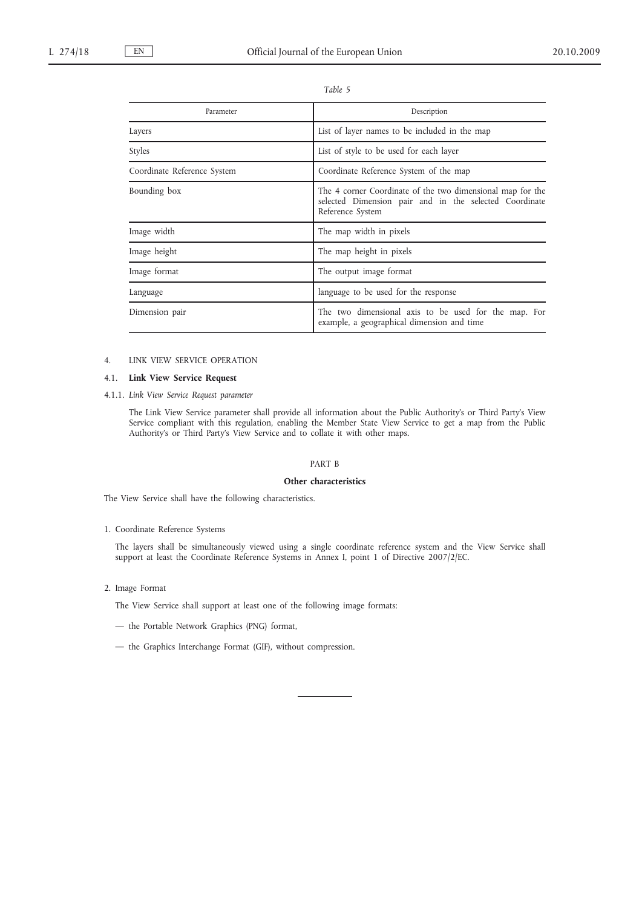*Table 5*

| Parameter | Description |
|---|---|
| Layers | List of layer names to be included in the map |
| Styles | List of style to be used for each layer |
| Coordinate Reference System | Coordinate Reference System of the map |
| Bounding box | The 4 corner Coordinate of the two dimensional map for the selected Dimension pair and in the selected Coordinate Reference System |
| Image width | The map width in pixels |
| Image height | The map height in pixels |
| Image format | The output image format |
| Language | language to be used for the response |
| Dimension pair | The two dimensional axis to be used for the map. For example, a geographical dimension and time |

4. LINK VIEW SERVICE OPERATION

4.1. **Link View Service Request**

4.1.1. *Link View Service Request parameter*

The Link View Service parameter shall provide all information about the Public Authority's or Third Party's View Service compliant with this regulation, enabling the Member State View Service to get a map from the Public Authority's or Third Party's View Service and to collate it with other maps.

PART B

**Other characteristics**

The View Service shall have the following characteristics.

1. Coordinate Reference Systems

The layers shall be simultaneously viewed using a single coordinate reference system and the View Service shall support at least the Coordinate Reference Systems in Annex I, point 1 of Directive 2007/2/EC.

2. Image Format

The View Service shall support at least one of the following image formats:

— the Portable Network Graphics (PNG) format,

— the Graphics Interchange Format (GIF), without compression.